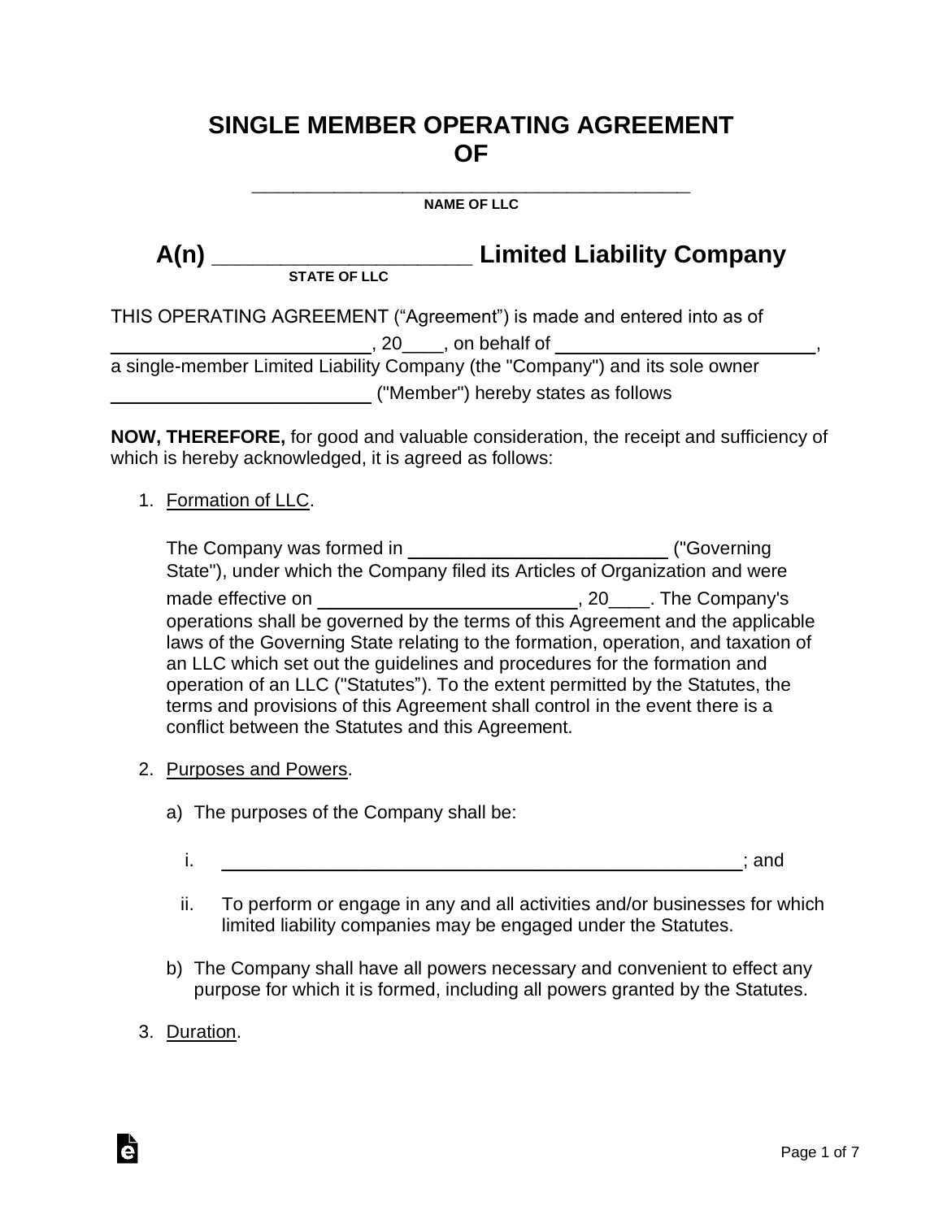# SINGLE MEMBER OPERATING AGREEMENT OF

\_\_\_\_\_\_\_\_\_\_\_\_\_\_\_\_\_\_\_\_\_\_\_\_\_\_\_\_\_\_\_\_\_\_\_\_\_\_\_\_\_\_\_\_
**NAME OF LLC**

## A(n) \_\_\_\_\_\_\_\_\_\_\_\_\_\_\_\_\_\_\_\_\_\_ Limited Liability Company

**STATE OF LLC**

THIS OPERATING AGREEMENT ("Agreement") is made and entered into as of \_\_\_\_\_\_\_\_\_\_\_\_\_\_\_\_\_\_\_\_\_\_\_\_\_, 20\_\_\_\_, on behalf of \_\_\_\_\_\_\_\_\_\_\_\_\_\_\_\_\_\_\_\_\_\_\_\_\_, a single-member Limited Liability Company (the "Company") and its sole owner \_\_\_\_\_\_\_\_\_\_\_\_\_\_\_\_\_\_\_\_\_\_\_\_\_ ("Member") hereby states as follows

**NOW, THEREFORE,** for good and valuable consideration, the receipt and sufficiency of which is hereby acknowledged, it is agreed as follows:

1. Formation of LLC.

   The Company was formed in \_\_\_\_\_\_\_\_\_\_\_\_\_\_\_\_\_\_\_\_\_\_\_\_\_ ("Governing State"), under which the Company filed its Articles of Organization and were made effective on \_\_\_\_\_\_\_\_\_\_\_\_\_\_\_\_\_\_\_\_\_\_\_\_\_, 20\_\_\_\_. The Company's operations shall be governed by the terms of this Agreement and the applicable laws of the Governing State relating to the formation, operation, and taxation of an LLC which set out the guidelines and procedures for the formation and operation of an LLC ("Statutes"). To the extent permitted by the Statutes, the terms and provisions of this Agreement shall control in the event there is a conflict between the Statutes and this Agreement.

2. Purposes and Powers.

   a) The purposes of the Company shall be:

      i. \_\_\_\_\_\_\_\_\_\_\_\_\_\_\_\_\_\_\_\_\_\_\_\_\_\_\_\_\_\_\_\_\_\_\_\_\_\_\_\_\_\_\_\_\_\_\_\_\_\_\_\_; and

      ii. To perform or engage in any and all activities and/or businesses for which limited liability companies may be engaged under the Statutes.

   b) The Company shall have all powers necessary and convenient to effect any purpose for which it is formed, including all powers granted by the Statutes.

3. Duration.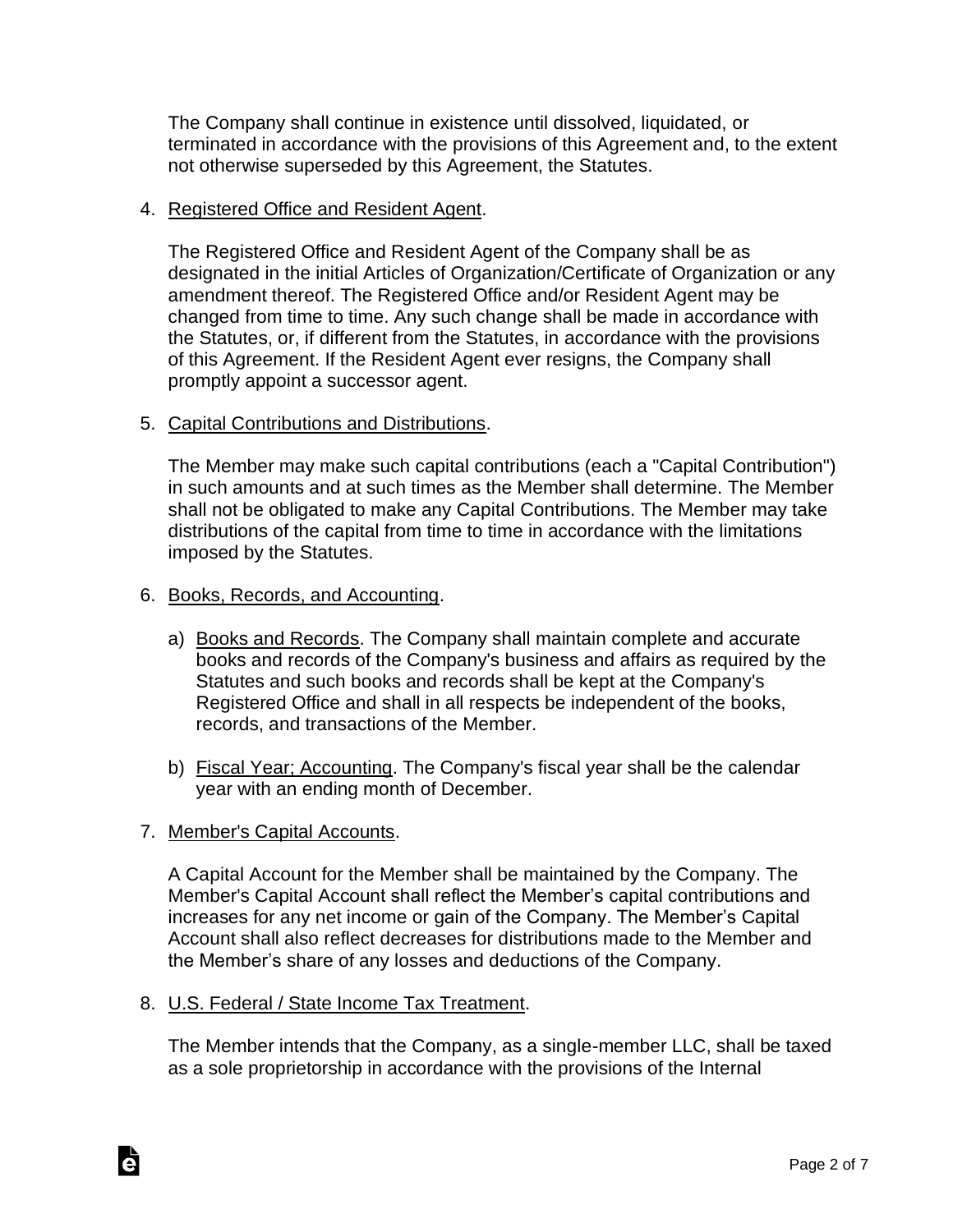The Company shall continue in existence until dissolved, liquidated, or terminated in accordance with the provisions of this Agreement and, to the extent not otherwise superseded by this Agreement, the Statutes.

4. Registered Office and Resident Agent.

   The Registered Office and Resident Agent of the Company shall be as designated in the initial Articles of Organization/Certificate of Organization or any amendment thereof. The Registered Office and/or Resident Agent may be changed from time to time. Any such change shall be made in accordance with the Statutes, or, if different from the Statutes, in accordance with the provisions of this Agreement. If the Resident Agent ever resigns, the Company shall promptly appoint a successor agent.

5. Capital Contributions and Distributions.

   The Member may make such capital contributions (each a "Capital Contribution") in such amounts and at such times as the Member shall determine. The Member shall not be obligated to make any Capital Contributions. The Member may take distributions of the capital from time to time in accordance with the limitations imposed by the Statutes.

6. Books, Records, and Accounting.

   a) Books and Records. The Company shall maintain complete and accurate books and records of the Company's business and affairs as required by the Statutes and such books and records shall be kept at the Company's Registered Office and shall in all respects be independent of the books, records, and transactions of the Member.

   b) Fiscal Year; Accounting. The Company's fiscal year shall be the calendar year with an ending month of December.

7. Member's Capital Accounts.

   A Capital Account for the Member shall be maintained by the Company. The Member's Capital Account shall reflect the Member's capital contributions and increases for any net income or gain of the Company. The Member's Capital Account shall also reflect decreases for distributions made to the Member and the Member's share of any losses and deductions of the Company.

8. U.S. Federal / State Income Tax Treatment.

   The Member intends that the Company, as a single-member LLC, shall be taxed as a sole proprietorship in accordance with the provisions of the Internal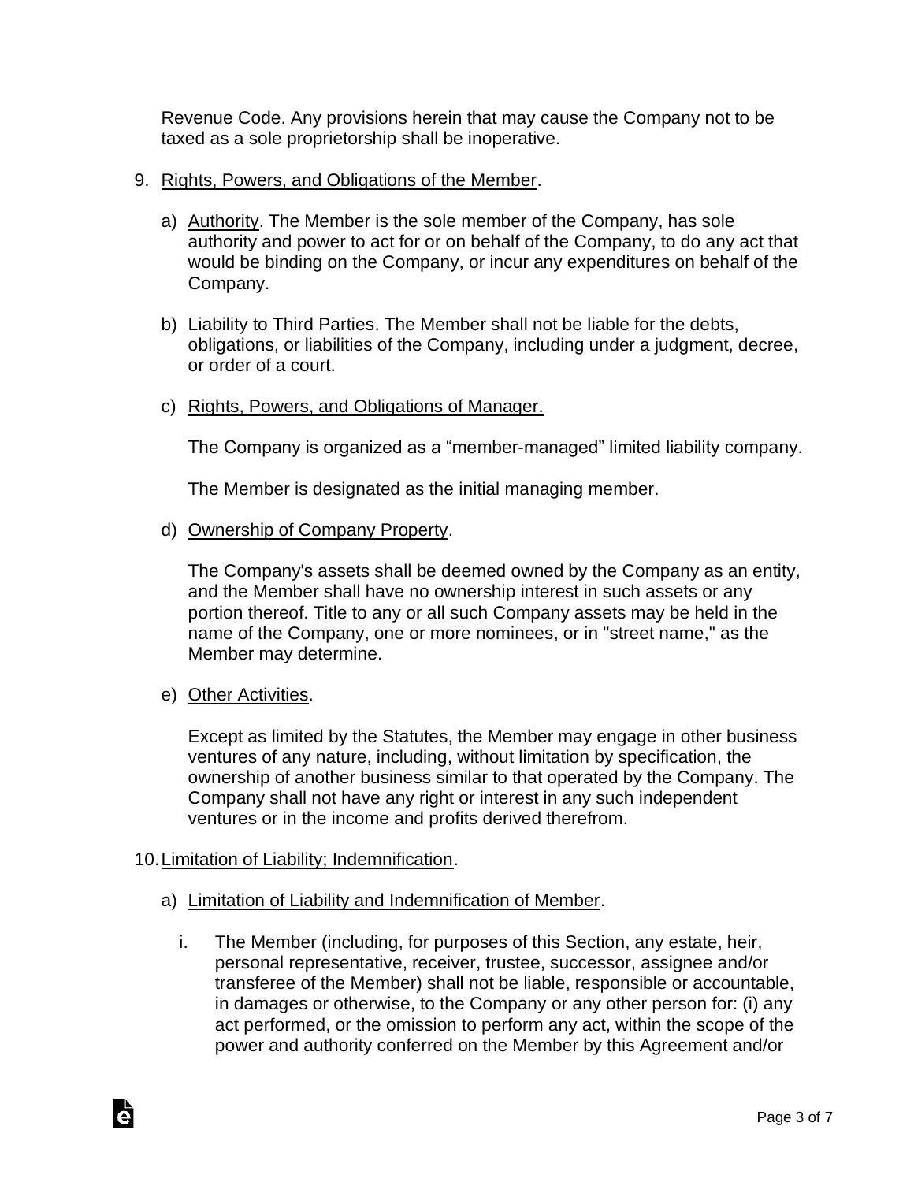Revenue Code. Any provisions herein that may cause the Company not to be taxed as a sole proprietorship shall be inoperative.

9. Rights, Powers, and Obligations of the Member.

   a) Authority. The Member is the sole member of the Company, has sole authority and power to act for or on behalf of the Company, to do any act that would be binding on the Company, or incur any expenditures on behalf of the Company.

   b) Liability to Third Parties. The Member shall not be liable for the debts, obligations, or liabilities of the Company, including under a judgment, decree, or order of a court.

   c) Rights, Powers, and Obligations of Manager.

      The Company is organized as a "member-managed" limited liability company.

      The Member is designated as the initial managing member.

   d) Ownership of Company Property.

      The Company's assets shall be deemed owned by the Company as an entity, and the Member shall have no ownership interest in such assets or any portion thereof. Title to any or all such Company assets may be held in the name of the Company, one or more nominees, or in "street name," as the Member may determine.

   e) Other Activities.

      Except as limited by the Statutes, the Member may engage in other business ventures of any nature, including, without limitation by specification, the ownership of another business similar to that operated by the Company. The Company shall not have any right or interest in any such independent ventures or in the income and profits derived therefrom.

10. Limitation of Liability; Indemnification.

    a) Limitation of Liability and Indemnification of Member.

       i. The Member (including, for purposes of this Section, any estate, heir, personal representative, receiver, trustee, successor, assignee and/or transferee of the Member) shall not be liable, responsible or accountable, in damages or otherwise, to the Company or any other person for: (i) any act performed, or the omission to perform any act, within the scope of the power and authority conferred on the Member by this Agreement and/or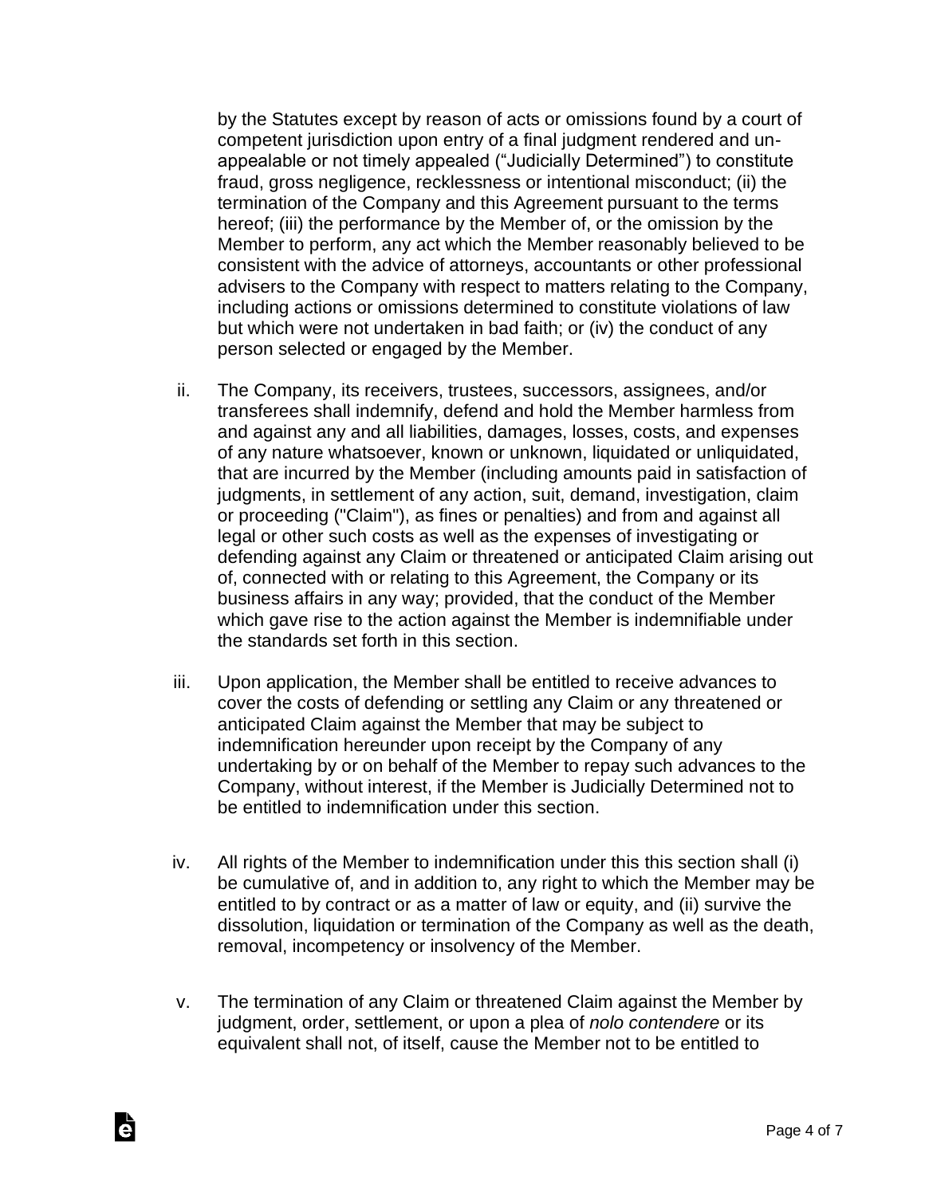by the Statutes except by reason of acts or omissions found by a court of competent jurisdiction upon entry of a final judgment rendered and un-appealable or not timely appealed ("Judicially Determined") to constitute fraud, gross negligence, recklessness or intentional misconduct; (ii) the termination of the Company and this Agreement pursuant to the terms hereof; (iii) the performance by the Member of, or the omission by the Member to perform, any act which the Member reasonably believed to be consistent with the advice of attorneys, accountants or other professional advisers to the Company with respect to matters relating to the Company, including actions or omissions determined to constitute violations of law but which were not undertaken in bad faith; or (iv) the conduct of any person selected or engaged by the Member.

ii. The Company, its receivers, trustees, successors, assignees, and/or transferees shall indemnify, defend and hold the Member harmless from and against any and all liabilities, damages, losses, costs, and expenses of any nature whatsoever, known or unknown, liquidated or unliquidated, that are incurred by the Member (including amounts paid in satisfaction of judgments, in settlement of any action, suit, demand, investigation, claim or proceeding ("Claim"), as fines or penalties) and from and against all legal or other such costs as well as the expenses of investigating or defending against any Claim or threatened or anticipated Claim arising out of, connected with or relating to this Agreement, the Company or its business affairs in any way; provided, that the conduct of the Member which gave rise to the action against the Member is indemnifiable under the standards set forth in this section.

iii. Upon application, the Member shall be entitled to receive advances to cover the costs of defending or settling any Claim or any threatened or anticipated Claim against the Member that may be subject to indemnification hereunder upon receipt by the Company of any undertaking by or on behalf of the Member to repay such advances to the Company, without interest, if the Member is Judicially Determined not to be entitled to indemnification under this section.

iv. All rights of the Member to indemnification under this this section shall (i) be cumulative of, and in addition to, any right to which the Member may be entitled to by contract or as a matter of law or equity, and (ii) survive the dissolution, liquidation or termination of the Company as well as the death, removal, incompetency or insolvency of the Member.

v. The termination of any Claim or threatened Claim against the Member by judgment, order, settlement, or upon a plea of *nolo contendere* or its equivalent shall not, of itself, cause the Member not to be entitled to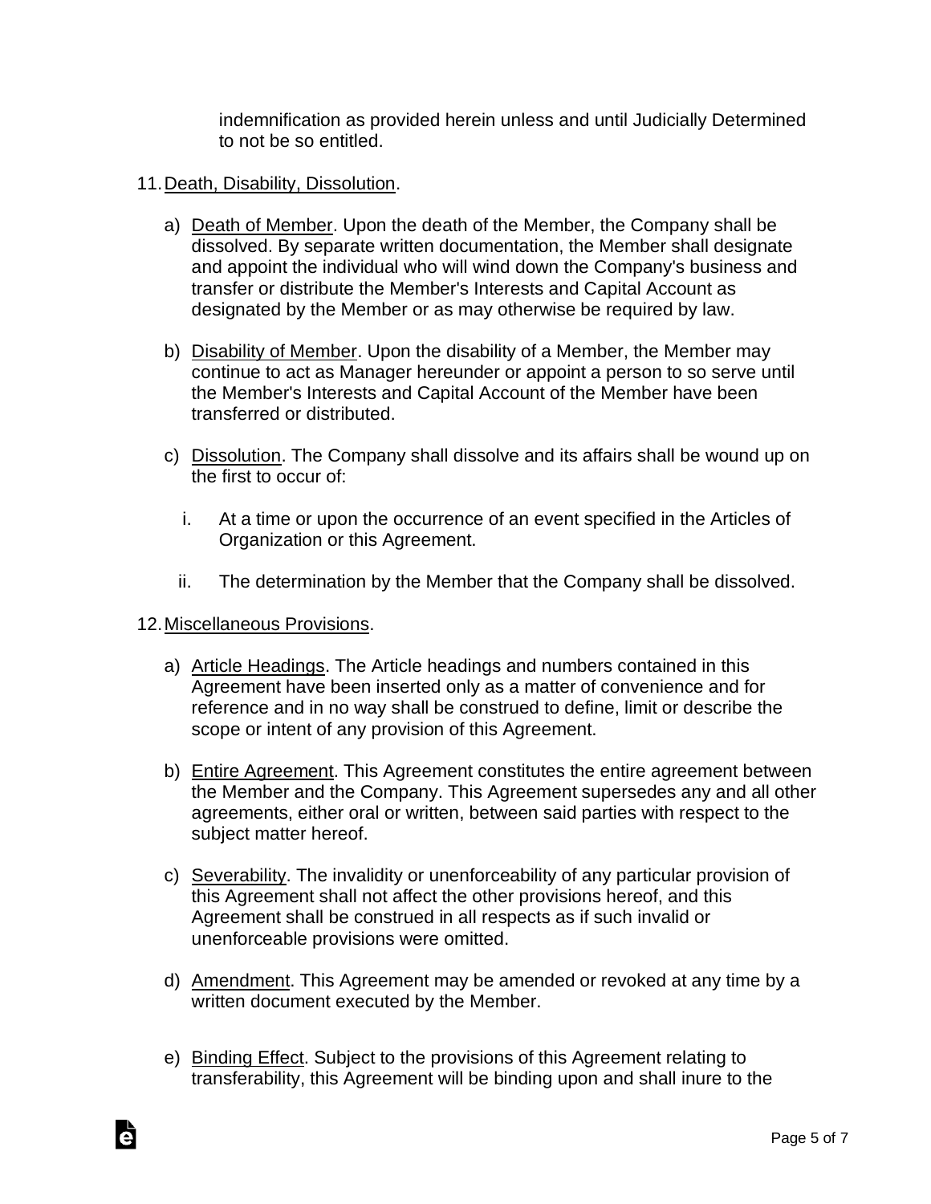indemnification as provided herein unless and until Judicially Determined to not be so entitled.

11. Death, Disability, Dissolution.

   a) Death of Member. Upon the death of the Member, the Company shall be dissolved. By separate written documentation, the Member shall designate and appoint the individual who will wind down the Company's business and transfer or distribute the Member's Interests and Capital Account as designated by the Member or as may otherwise be required by law.

   b) Disability of Member. Upon the disability of a Member, the Member may continue to act as Manager hereunder or appoint a person to so serve until the Member's Interests and Capital Account of the Member have been transferred or distributed.

   c) Dissolution. The Company shall dissolve and its affairs shall be wound up on the first to occur of:

      i. At a time or upon the occurrence of an event specified in the Articles of Organization or this Agreement.

      ii. The determination by the Member that the Company shall be dissolved.

12. Miscellaneous Provisions.

   a) Article Headings. The Article headings and numbers contained in this Agreement have been inserted only as a matter of convenience and for reference and in no way shall be construed to define, limit or describe the scope or intent of any provision of this Agreement.

   b) Entire Agreement. This Agreement constitutes the entire agreement between the Member and the Company. This Agreement supersedes any and all other agreements, either oral or written, between said parties with respect to the subject matter hereof.

   c) Severability. The invalidity or unenforceability of any particular provision of this Agreement shall not affect the other provisions hereof, and this Agreement shall be construed in all respects as if such invalid or unenforceable provisions were omitted.

   d) Amendment. This Agreement may be amended or revoked at any time by a written document executed by the Member.

   e) Binding Effect. Subject to the provisions of this Agreement relating to transferability, this Agreement will be binding upon and shall inure to the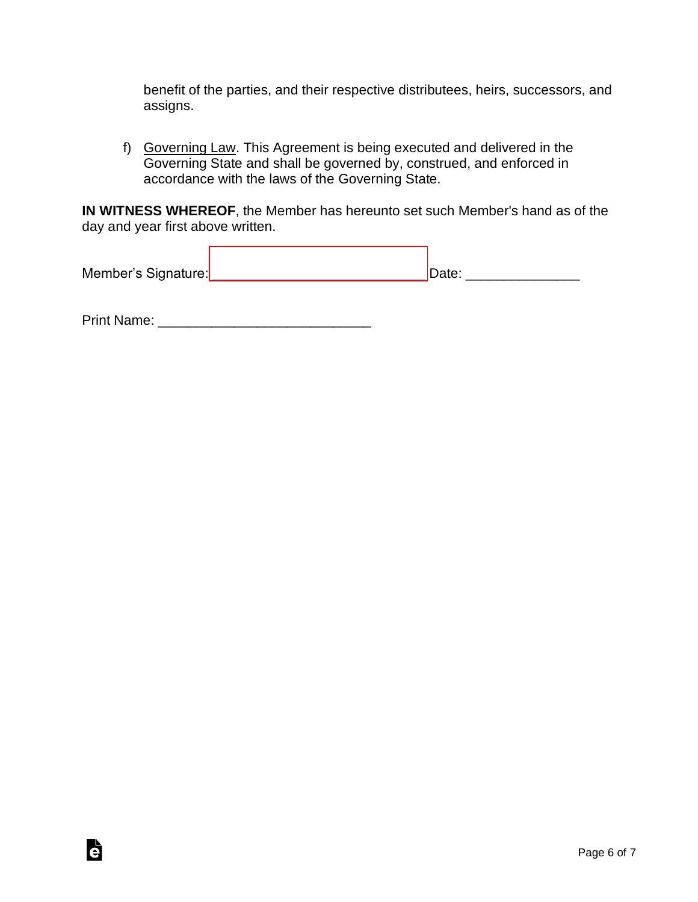benefit of the parties, and their respective distributees, heirs, successors, and assigns.

f) Governing Law. This Agreement is being executed and delivered in the Governing State and shall be governed by, construed, and enforced in accordance with the laws of the Governing State.

**IN WITNESS WHEREOF**, the Member has hereunto set such Member's hand as of the day and year first above written.

Member's Signature: ___________________________ Date: _______________

Print Name: ___________________________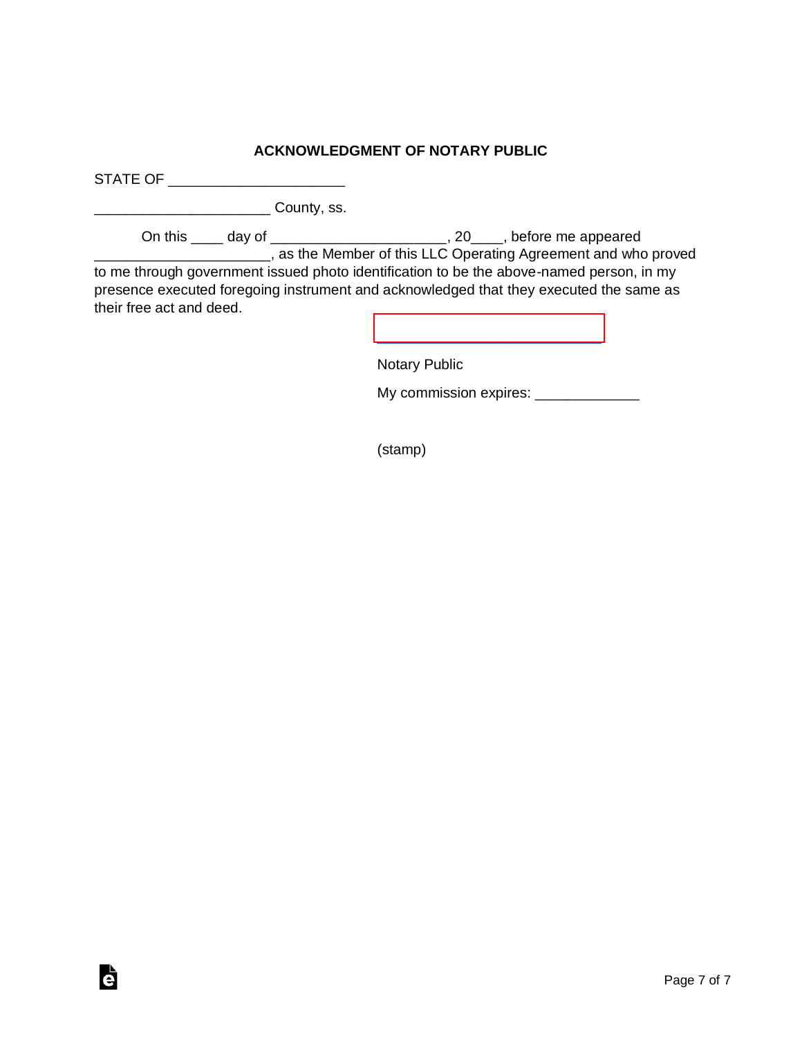**ACKNOWLEDGMENT OF NOTARY PUBLIC**

STATE OF ______________________

______________________ County, ss.

On this ____ day of ______________________, 20____, before me appeared ______________________, as the Member of this LLC Operating Agreement and who proved to me through government issued photo identification to be the above-named person, in my presence executed foregoing instrument and acknowledged that they executed the same as their free act and deed.

______________________________

Notary Public

My commission expires: _____________

(stamp)